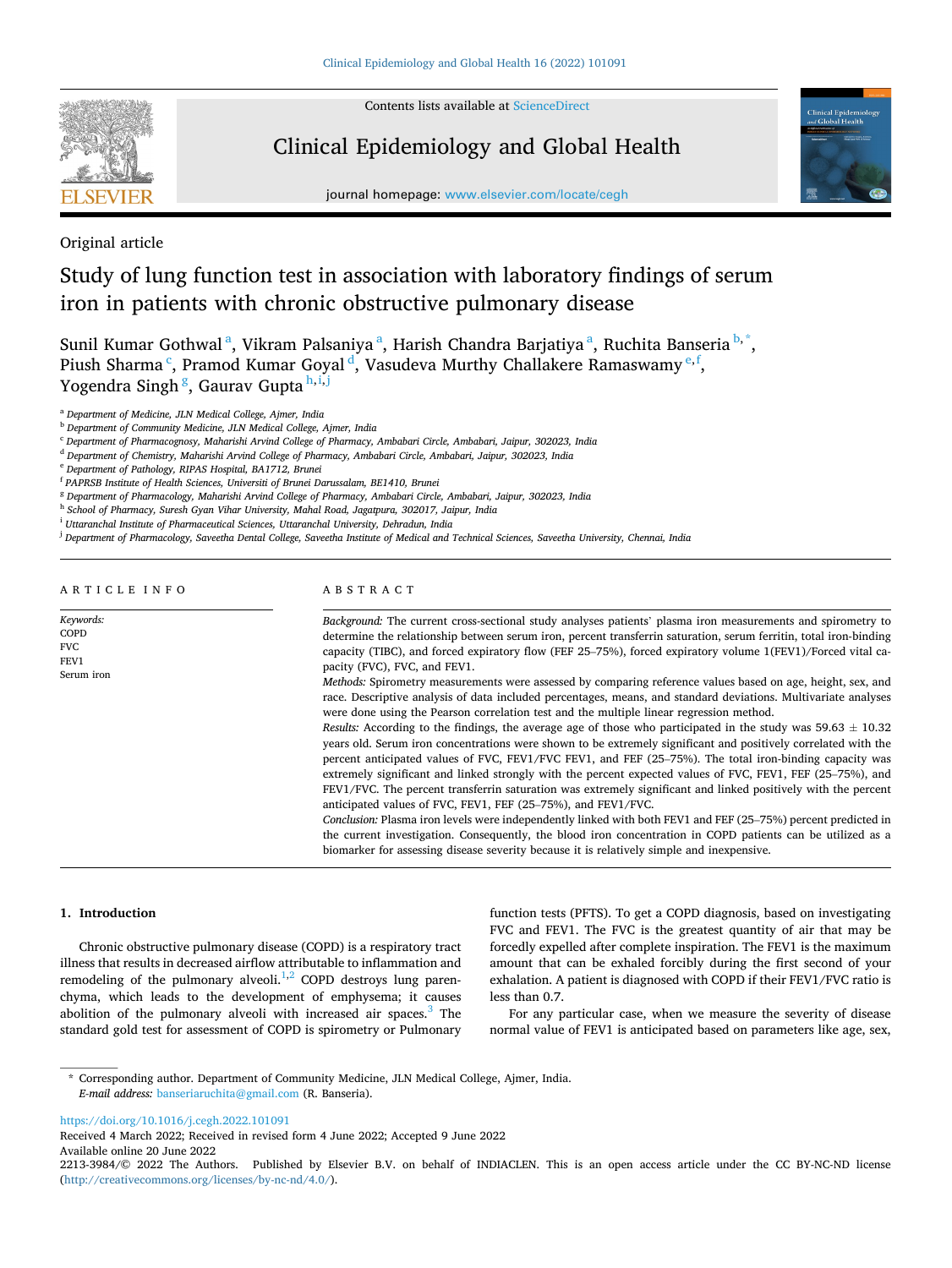Original article

# Study of lung function test in association with laboratory findings of serum iron in patients with chronic obstructive pulmonary disease

Sunil Kumar Gothwal [a], Vikram Palsaniya [a], Harish Chandra Barjatiya [a], Ruchita Banseria [b,*], Piush Sharma [c], Pramod Kumar Goyal [d], Vasudeva Murthy Challakere Ramaswamy [e,f], Yogendra Singh [g], Gaurav Gupta [h,i,j]

[a] Department of Medicine, JLN Medical College, Ajmer, India
[b] Department of Community Medicine, JLN Medical College, Ajmer, India
[c] Department of Pharmacognosy, Maharishi Arvind College of Pharmacy, Ambabari Circle, Ambabari, Jaipur, 302023, India
[d] Department of Chemistry, Maharishi Arvind College of Pharmacy, Ambabari Circle, Ambabari, Jaipur, 302023, India
[e] Department of Pathology, RIPAS Hospital, BA1712, Brunei
[f] PAPRSB Institute of Health Sciences, Universiti of Brunei Darussalam, BE1410, Brunei
[g] Department of Pharmacology, Maharishi Arvind College of Pharmacy, Ambabari Circle, Ambabari, Jaipur, 302023, India
[h] School of Pharmacy, Suresh Gyan Vihar University, Mahal Road, Jagatpura, 302017, Jaipur, India
[i] Uttaranchal Institute of Pharmaceutical Sciences, Uttaranchal University, Dehradun, India
[j] Department of Pharmacology, Saveetha Dental College, Saveetha Institute of Medical and Technical Sciences, Saveetha University, Chennai, India

## ARTICLE INFO

*Keywords:*
COPD
FVC
FEV1
Serum iron

## ABSTRACT

*Background:* The current cross-sectional study analyses patients' plasma iron measurements and spirometry to determine the relationship between serum iron, percent transferrin saturation, serum ferritin, total iron-binding capacity (TIBC), and forced expiratory flow (FEF 25–75%), forced expiratory volume 1(FEV1)/Forced vital capacity (FVC), FVC, and FEV1.

*Methods:* Spirometry measurements were assessed by comparing reference values based on age, height, sex, and race. Descriptive analysis of data included percentages, means, and standard deviations. Multivariate analyses were done using the Pearson correlation test and the multiple linear regression method.

*Results:* According to the findings, the average age of those who participated in the study was 59.63 ± 10.32 years old. Serum iron concentrations were shown to be extremely significant and positively correlated with the percent anticipated values of FVC, FEV1/FVC FEV1, and FEF (25–75%). The total iron-binding capacity was extremely significant and linked strongly with the percent expected values of FVC, FEV1, FEF (25–75%), and FEV1/FVC. The percent transferrin saturation was extremely significant and linked positively with the percent anticipated values of FVC, FEV1, FEF (25–75%), and FEV1/FVC.

*Conclusion:* Plasma iron levels were independently linked with both FEV1 and FEF (25–75%) percent predicted in the current investigation. Consequently, the blood iron concentration in COPD patients can be utilized as a biomarker for assessing disease severity because it is relatively simple and inexpensive.

## 1. Introduction

Chronic obstructive pulmonary disease (COPD) is a respiratory tract illness that results in decreased airflow attributable to inflammation and remodeling of the pulmonary alveoli.[1,2] COPD destroys lung parenchyma, which leads to the development of emphysema; it causes abolition of the pulmonary alveoli with increased air spaces.[3] The standard gold test for assessment of COPD is spirometry or Pulmonary function tests (PFTS). To get a COPD diagnosis, based on investigating FVC and FEV1. The FVC is the greatest quantity of air that may be forcedly expelled after complete inspiration. The FEV1 is the maximum amount that can be exhaled forcibly during the first second of your exhalation. A patient is diagnosed with COPD if their FEV1/FVC ratio is less than 0.7.

For any particular case, when we measure the severity of disease normal value of FEV1 is anticipated based on parameters like age, sex,

* Corresponding author. Department of Community Medicine, JLN Medical College, Ajmer, India.
*E-mail address:* banseriaruchita@gmail.com (R. Banseria).

https://doi.org/10.1016/j.cegh.2022.101091
Received 4 March 2022; Received in revised form 4 June 2022; Accepted 9 June 2022
Available online 20 June 2022
2213-3984/© 2022 The Authors. Published by Elsevier B.V. on behalf of INDIACLEN. This is an open access article under the CC BY-NC-ND license (http://creativecommons.org/licenses/by-nc-nd/4.0/).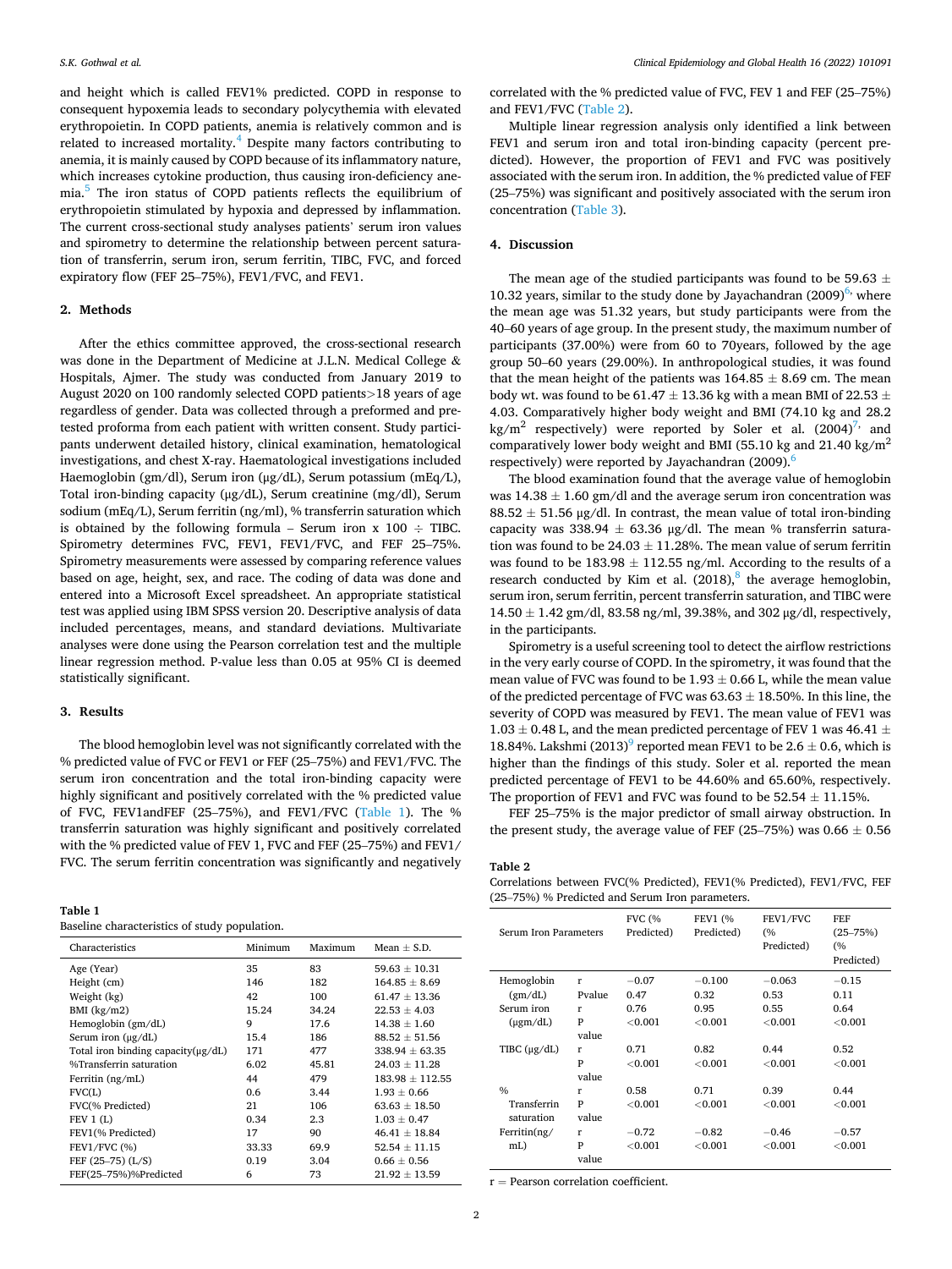and height which is called FEV1% predicted. COPD in response to consequent hypoxemia leads to secondary polycythemia with elevated erythropoietin. In COPD patients, anemia is relatively common and is related to increased mortality.[4] Despite many factors contributing to anemia, it is mainly caused by COPD because of its inflammatory nature, which increases cytokine production, thus causing iron-deficiency anemia.[5] The iron status of COPD patients reflects the equilibrium of erythropoietin stimulated by hypoxia and depressed by inflammation. The current cross-sectional study analyses patients' serum iron values and spirometry to determine the relationship between percent saturation of transferrin, serum iron, serum ferritin, TIBC, FVC, and forced expiratory flow (FEF 25–75%), FEV1/FVC, and FEV1.

## 2. Methods

After the ethics committee approved, the cross-sectional research was done in the Department of Medicine at J.L.N. Medical College & Hospitals, Ajmer. The study was conducted from January 2019 to August 2020 on 100 randomly selected COPD patients>18 years of age regardless of gender. Data was collected through a preformed and pretested proforma from each patient with written consent. Study participants underwent detailed history, clinical examination, hematological investigations, and chest X-ray. Haematological investigations included Haemoglobin (gm/dl), Serum iron (μg/dL), Serum potassium (mEq/L), Total iron-binding capacity (μg/dL), Serum creatinine (mg/dl), Serum sodium (mEq/L), Serum ferritin (ng/ml), % transferrin saturation which is obtained by the following formula – Serum iron x 100 ÷ TIBC. Spirometry determines FVC, FEV1, FEV1/FVC, and FEF 25–75%. Spirometry measurements were assessed by comparing reference values based on age, height, sex, and race. The coding of data was done and entered into a Microsoft Excel spreadsheet. An appropriate statistical test was applied using IBM SPSS version 20. Descriptive analysis of data included percentages, means, and standard deviations. Multivariate analyses were done using the Pearson correlation test and the multiple linear regression method. P-value less than 0.05 at 95% CI is deemed statistically significant.

## 3. Results

The blood hemoglobin level was not significantly correlated with the % predicted value of FVC or FEV1 or FEF (25–75%) and FEV1/FVC. The serum iron concentration and the total iron-binding capacity were highly significant and positively correlated with the % predicted value of FVC, FEV1andFEF (25–75%), and FEV1/FVC (Table 1). The % transferrin saturation was highly significant and positively correlated with the % predicted value of FEV 1, FVC and FEF (25–75%) and FEV1/FVC. The serum ferritin concentration was significantly and negatively correlated with the % predicted value of FVC, FEV 1 and FEF (25–75%) and FEV1/FVC (Table 2).

Multiple linear regression analysis only identified a link between FEV1 and serum iron and total iron-binding capacity (percent predicted). However, the proportion of FEV1 and FVC was positively associated with the serum iron. In addition, the % predicted value of FEF (25–75%) was significant and positively associated with the serum iron concentration (Table 3).

**Table 1**
Baseline characteristics of study population.

| Characteristics | Minimum | Maximum | Mean ± S.D. |
|---|---|---|---|
| Age (Year) | 35 | 83 | 59.63 ± 10.31 |
| Height (cm) | 146 | 182 | 164.85 ± 8.69 |
| Weight (kg) | 42 | 100 | 61.47 ± 13.36 |
| BMI (kg/m2) | 15.24 | 34.24 | 22.53 ± 4.03 |
| Hemoglobin (gm/dL) | 9 | 17.6 | 14.38 ± 1.60 |
| Serum iron (μg/dL) | 15.4 | 186 | 88.52 ± 51.56 |
| Total iron binding capacity(μg/dL) | 171 | 477 | 338.94 ± 63.35 |
| %Transferrin saturation | 6.02 | 45.81 | 24.03 ± 11.28 |
| Ferritin (ng/mL) | 44 | 479 | 183.98 ± 112.55 |
| FVC(L) | 0.6 | 3.44 | 1.93 ± 0.66 |
| FVC(% Predicted) | 21 | 106 | 63.63 ± 18.50 |
| FEV 1 (L) | 0.34 | 2.3 | 1.03 ± 0.47 |
| FEV1(% Predicted) | 17 | 90 | 46.41 ± 18.84 |
| FEV1/FVC (%) | 33.33 | 69.9 | 52.54 ± 11.15 |
| FEF (25–75) (L/S) | 0.19 | 3.04 | 0.66 ± 0.56 |
| FEF(25–75%)%Predicted | 6 | 73 | 21.92 ± 13.59 |

## 4. Discussion

The mean age of the studied participants was found to be 59.63 ± 10.32 years, similar to the study done by Jayachandran (2009)[6] where the mean age was 51.32 years, but study participants were from the 40–60 years of age group. In the present study, the maximum number of participants (37.00%) were from 60 to 70years, followed by the age group 50–60 years (29.00%). In anthropological studies, it was found that the mean height of the patients was 164.85 ± 8.69 cm. The mean body wt. was found to be 61.47 ± 13.36 kg with a mean BMI of 22.53 ± 4.03. Comparatively higher body weight and BMI (74.10 kg and 28.2 kg/$m^2$ respectively) were reported by Soler et al. (2004)[7] and comparatively lower body weight and BMI (55.10 kg and 21.40 kg/$m^2$ respectively) were reported by Jayachandran (2009).[6]

The blood examination found that the average value of hemoglobin was 14.38 ± 1.60 gm/dl and the average serum iron concentration was 88.52 ± 51.56 μg/dl. In contrast, the mean value of total iron-binding capacity was 338.94 ± 63.36 μg/dl. The mean % transferrin saturation was found to be 24.03 ± 11.28%. The mean value of serum ferritin was found to be 183.98 ± 112.55 ng/ml. According to the results of a research conducted by Kim et al. (2018),[8] the average hemoglobin, serum iron, serum ferritin, percent transferrin saturation, and TIBC were 14.50 ± 1.42 gm/dl, 83.58 ng/ml, 39.38%, and 302 μg/dl, respectively, in the participants.

Spirometry is a useful screening tool to detect the airflow restrictions in the very early course of COPD. In the spirometry, it was found that the mean value of FVC was found to be 1.93 ± 0.66 L, while the mean value of the predicted percentage of FVC was 63.63 ± 18.50%. In this line, the severity of COPD was measured by FEV1. The mean value of FEV1 was 1.03 ± 0.48 L, and the mean predicted percentage of FEV 1 was 46.41 ± 18.84%. Lakshmi (2013)[9] reported mean FEV1 to be 2.6 ± 0.6, which is higher than the findings of this study. Soler et al. reported the mean predicted percentage of FEV1 to be 44.60% and 65.60%, respectively. The proportion of FEV1 and FVC was found to be 52.54 ± 11.15%.

FEF 25–75% is the major predictor of small airway obstruction. In the present study, the average value of FEF (25–75%) was 0.66 ± 0.56

**Table 2**
Correlations between FVC(% Predicted), FEV1(% Predicted), FEV1/FVC, FEF (25–75%) % Predicted and Serum Iron parameters.

| Serum Iron Parameters | | FVC (% Predicted) | FEV1 (% Predicted) | FEV1/FVC (% Predicted) | FEF (25–75%) (% Predicted) |
|---|---|---|---|---|---|
| Hemoglobin (gm/dL) | r | −0.07 | −0.100 | −0.063 | −0.15 |
| | Pvalue | 0.47 | 0.32 | 0.53 | 0.11 |
| Serum iron (μgm/dL) | r | 0.76 | 0.95 | 0.55 | 0.64 |
| | P value | <0.001 | <0.001 | <0.001 | <0.001 |
| TIBC (μg/dL) | r | 0.71 | 0.82 | 0.44 | 0.52 |
| | P value | <0.001 | <0.001 | <0.001 | <0.001 |
| % Transferrin saturation | r | 0.58 | 0.71 | 0.39 | 0.44 |
| | P value | <0.001 | <0.001 | <0.001 | <0.001 |
| Ferritin(ng/mL) | r | −0.72 | −0.82 | −0.46 | −0.57 |
| | P value | <0.001 | <0.001 | <0.001 | <0.001 |

r = Pearson correlation coefficient.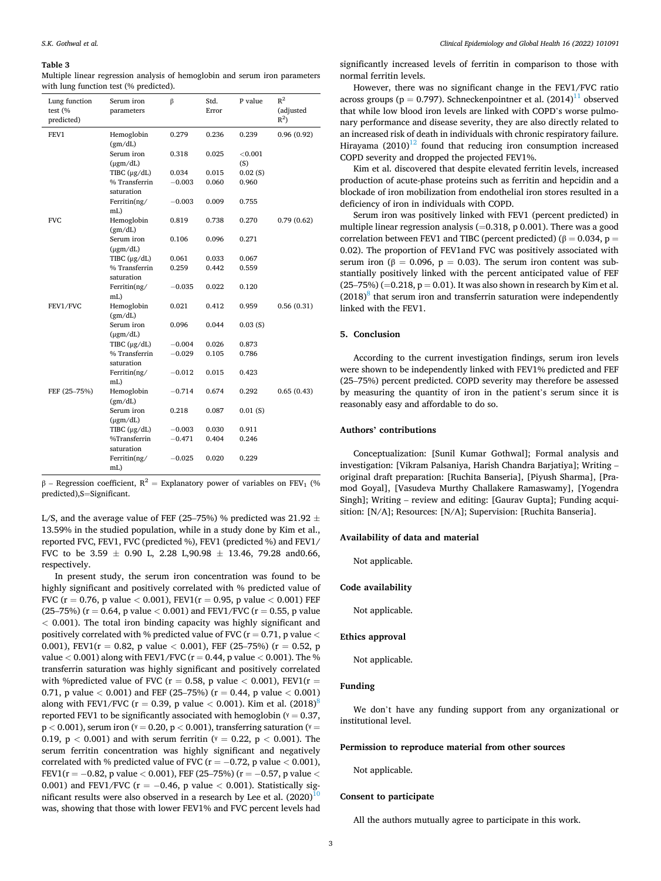**Table 3**
Multiple linear regression analysis of hemoglobin and serum iron parameters with lung function test (% predicted).

| Lung function test (% predicted) | Serum iron parameters | β | Std. Error | P value | $R^2$ (adjusted $R^2$) |
|---|---|---|---|---|---|
| FEV1 | Hemoglobin (gm/dL) | 0.279 | 0.236 | 0.239 | 0.96 (0.92) |
| | Serum iron (μgm/dL) | 0.318 | 0.025 | <0.001 (S) | |
| | TIBC (μg/dL) | 0.034 | 0.015 | 0.02 (S) | |
| | % Transferrin saturation | −0.003 | 0.060 | 0.960 | |
| | Ferritin(ng/mL) | −0.003 | 0.009 | 0.755 | |
| FVC | Hemoglobin (gm/dL) | 0.819 | 0.738 | 0.270 | 0.79 (0.62) |
| | Serum iron (μgm/dL) | 0.106 | 0.096 | 0.271 | |
| | TIBC (μg/dL) | 0.061 | 0.033 | 0.067 | |
| | % Transferrin saturation | 0.259 | 0.442 | 0.559 | |
| | Ferritin(ng/mL) | −0.035 | 0.022 | 0.120 | |
| FEV1/FVC | Hemoglobin (gm/dL) | 0.021 | 0.412 | 0.959 | 0.56 (0.31) |
| | Serum iron (μgm/dL) | 0.096 | 0.044 | 0.03 (S) | |
| | TIBC (μg/dL) | −0.004 | 0.026 | 0.873 | |
| | % Transferrin saturation | −0.029 | 0.105 | 0.786 | |
| | Ferritin(ng/mL) | −0.012 | 0.015 | 0.423 | |
| FEF (25–75%) | Hemoglobin (gm/dL) | −0.714 | 0.674 | 0.292 | 0.65 (0.43) |
| | Serum iron (μgm/dL) | 0.218 | 0.087 | 0.01 (S) | |
| | TIBC (μg/dL) | −0.003 | 0.030 | 0.911 | |
| | %Transferrin saturation | −0.471 | 0.404 | 0.246 | |
| | Ferritin(ng/mL) | −0.025 | 0.020 | 0.229 | |

β – Regression coefficient, $R^2$ = Explanatory power of variables on $FEV_1$ (% predicted),S=Significant.

L/S, and the average value of FEF (25–75%) % predicted was 21.92 ± 13.59% in the studied population, while in a study done by Kim et al., reported FVC, FEV1, FVC (predicted %), FEV1 (predicted %) and FEV1/FVC to be 3.59 ± 0.90 L, 2.28 L,90.98 ± 13.46, 79.28 and0.66, respectively.

In present study, the serum iron concentration was found to be highly significant and positively correlated with % predicted value of FVC ($r = 0.76$, p value $< 0.001$), FEV1($r = 0.95$, p value $< 0.001$) FEF (25–75%) ($r = 0.64$, p value $< 0.001$) and FEV1/FVC ($r = 0.55$, p value $< 0.001$). The total iron binding capacity was highly significant and positively correlated with % predicted value of FVC ($r = 0.71$, p value $<$ 0.001), FEV1($r = 0.82$, p value $< 0.001$), FEF (25–75%) ($r = 0.52$, p value $< 0.001$) along with FEV1/FVC ($r = 0.44$, p value $< 0.001$). The % transferrin saturation was highly significant and positively correlated with %predicted value of FVC ($r = 0.58$, p value $< 0.001$), FEV1($r = 0.71$, p value $< 0.001$) and FEF (25–75%) ($r = 0.44$, p value $< 0.001$) along with FEV1/FVC ($r = 0.39$, p value $< 0.001$). Kim et al. (2018)[8] reported FEV1 to be significantly associated with hemoglobin ($\gamma = 0.37$, $p < 0.001$), serum iron ($\gamma = 0.20$, $p < 0.001$), transferring saturation ($\gamma = 0.19$, $p < 0.001$) and with serum ferritin ($\gamma = 0.22$, $p < 0.001$). The serum ferritin concentration was highly significant and negatively correlated with % predicted value of FVC ($r = -0.72$, p value $< 0.001$), FEV1($r = -0.82$, p value $< 0.001$), FEF (25–75%) ($r = -0.57$, p value $<$ 0.001) and FEV1/FVC ($r = -0.46$, p value $< 0.001$). Statistically significant results were also observed in a research by Lee et al. (2020)[10] was, showing that those with lower FEV1% and FVC percent levels had significantly increased levels of ferritin in comparison to those with normal ferritin levels.

However, there was no significant change in the FEV1/FVC ratio across groups ($p = 0.797$). Schneckenpointner et al. (2014)[11] observed that while low blood iron levels are linked with COPD's worse pulmonary performance and disease severity, they are also directly related to an increased risk of death in individuals with chronic respiratory failure. Hirayama (2010)[12] found that reducing iron consumption increased COPD severity and dropped the projected FEV1%.

Kim et al. discovered that despite elevated ferritin levels, increased production of acute-phase proteins such as ferritin and hepcidin and a blockade of iron mobilization from endothelial iron stores resulted in a deficiency of iron in individuals with COPD.

Serum iron was positively linked with FEV1 (percent predicted) in multiple linear regression analysis (=0.318, p 0.001). There was a good correlation between FEV1 and TIBC (percent predicted) ($\beta = 0.034$, $p = 0.02$). The proportion of FEV1and FVC was positively associated with serum iron ($\beta = 0.096$, $p = 0.03$). The serum iron content was substantially positively linked with the percent anticipated value of FEF (25–75%) (=0.218, $p = 0.01$). It was also shown in research by Kim et al. (2018)[8] that serum iron and transferrin saturation were independently linked with the FEV1.

## 5. Conclusion

According to the current investigation findings, serum iron levels were shown to be independently linked with FEV1% predicted and FEF (25–75%) percent predicted. COPD severity may therefore be assessed by measuring the quantity of iron in the patient's serum since it is reasonably easy and affordable to do so.

## Authors' contributions

Conceptualization: [Sunil Kumar Gothwal]; Formal analysis and investigation: [Vikram Palsaniya, Harish Chandra Barjatiya]; Writing – original draft preparation: [Ruchita Banseria], [Piyush Sharma], [Pramod Goyal], [Vasudeva Murthy Challakere Ramaswamy], [Yogendra Singh]; Writing – review and editing: [Gaurav Gupta]; Funding acquisition: [N/A]; Resources: [N/A]; Supervision: [Ruchita Banseria].

## Availability of data and material

Not applicable.

## Code availability

Not applicable.

## Ethics approval

Not applicable.

## Funding

We don't have any funding support from any organizational or institutional level.

## Permission to reproduce material from other sources

Not applicable.

## Consent to participate

All the authors mutually agree to participate in this work.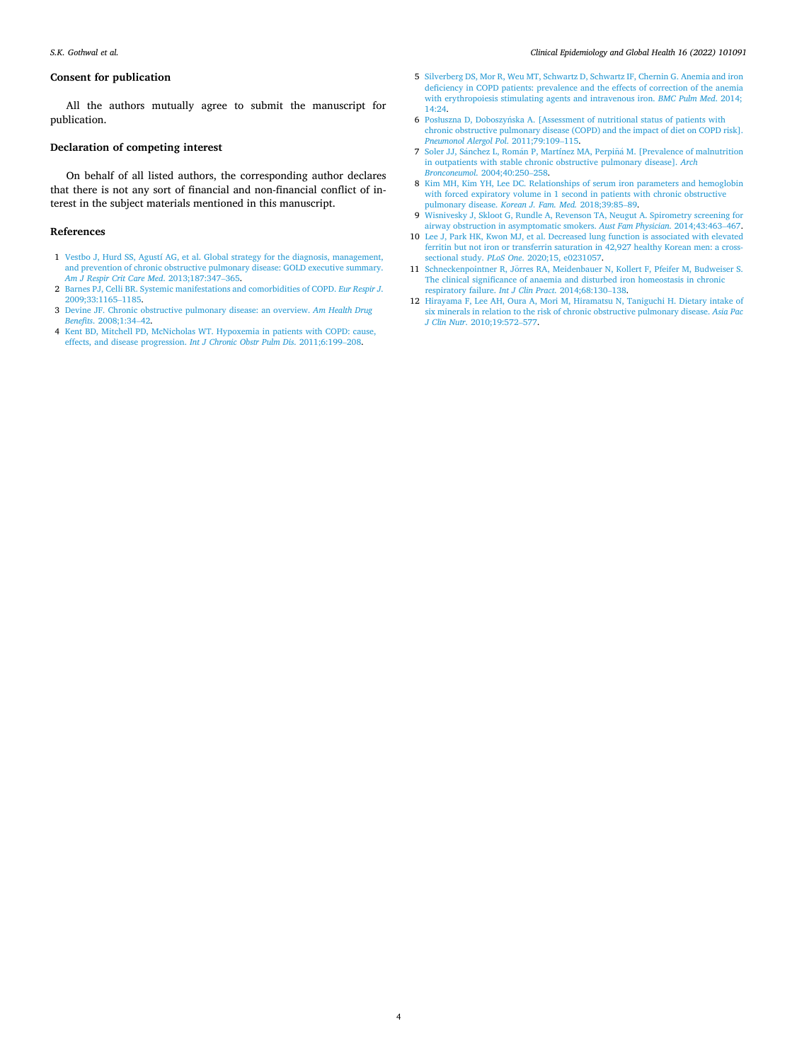## Consent for publication

All the authors mutually agree to submit the manuscript for publication.

## Declaration of competing interest

On behalf of all listed authors, the corresponding author declares that there is not any sort of financial and non-financial conflict of interest in the subject materials mentioned in this manuscript.

## References

1. Vestbo J, Hurd SS, Agustí AG, et al. Global strategy for the diagnosis, management, and prevention of chronic obstructive pulmonary disease: GOLD executive summary. *Am J Respir Crit Care Med*. 2013;187:347–365.
2. Barnes PJ, Celli BR. Systemic manifestations and comorbidities of COPD. *Eur Respir J*. 2009;33:1165–1185.
3. Devine JF. Chronic obstructive pulmonary disease: an overview. *Am Health Drug Benefits*. 2008;1:34–42.
4. Kent BD, Mitchell PD, McNicholas WT. Hypoxemia in patients with COPD: cause, effects, and disease progression. *Int J Chronic Obstr Pulm Dis*. 2011;6:199–208.
5. Silverberg DS, Mor R, Weu MT, Schwartz D, Schwartz IF, Chernin G. Anemia and iron deficiency in COPD patients: prevalence and the effects of correction of the anemia with erythropoiesis stimulating agents and intravenous iron. *BMC Pulm Med*. 2014;14:24.
6. Posłuszna D, Doboszyńska A. [Assessment of nutritional status of patients with chronic obstructive pulmonary disease (COPD) and the impact of diet on COPD risk]. *Pneumonol Alergol Pol*. 2011;79:109–115.
7. Soler JJ, Sánchez L, Román P, Martínez MA, Perpiñá M. [Prevalence of malnutrition in outpatients with stable chronic obstructive pulmonary disease]. *Arch Bronconeumol*. 2004;40:250–258.
8. Kim MH, Kim YH, Lee DC. Relationships of serum iron parameters and hemoglobin with forced expiratory volume in 1 second in patients with chronic obstructive pulmonary disease. *Korean J. Fam. Med.* 2018;39:85–89.
9. Wisnivesky J, Skloot G, Rundle A, Revenson TA, Neugut A. Spirometry screening for airway obstruction in asymptomatic smokers. *Aust Fam Physician*. 2014;43:463–467.
10. Lee J, Park HK, Kwon MJ, et al. Decreased lung function is associated with elevated ferritin but not iron or transferrin saturation in 42,927 healthy Korean men: a cross-sectional study. *PLoS One*. 2020;15, e0231057.
11. Schneckenpointner R, Jörres RA, Meidenbauer N, Kollert F, Pfeifer M, Budweiser S. The clinical significance of anaemia and disturbed iron homeostasis in chronic respiratory failure. *Int J Clin Pract*. 2014;68:130–138.
12. Hirayama F, Lee AH, Oura A, Mori M, Hiramatsu N, Taniguchi H. Dietary intake of six minerals in relation to the risk of chronic obstructive pulmonary disease. *Asia Pac J Clin Nutr*. 2010;19:572–577.